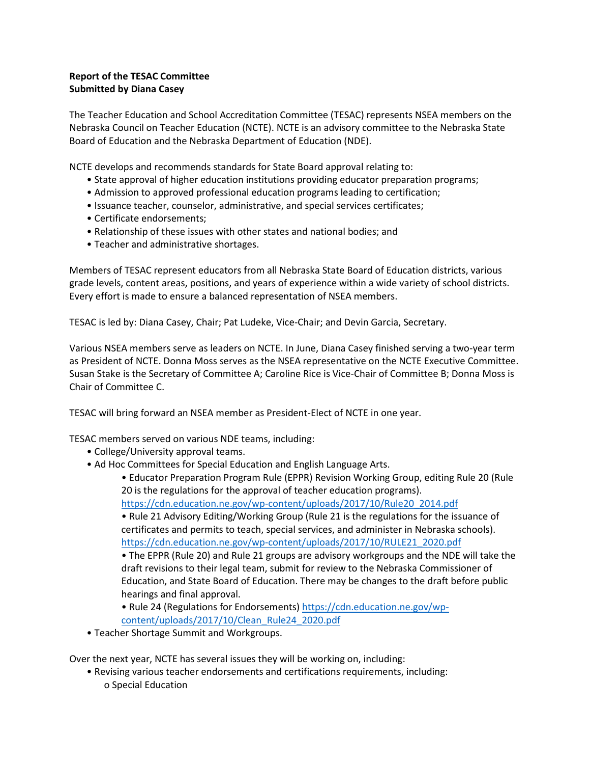**Report of the TESAC Committee**
**Submitted by Diana Casey**

The Teacher Education and School Accreditation Committee (TESAC) represents NSEA members on the Nebraska Council on Teacher Education (NCTE). NCTE is an advisory committee to the Nebraska State Board of Education and the Nebraska Department of Education (NDE).

NCTE develops and recommends standards for State Board approval relating to:

- State approval of higher education institutions providing educator preparation programs;
- Admission to approved professional education programs leading to certification;
- Issuance teacher, counselor, administrative, and special services certificates;
- Certificate endorsements;
- Relationship of these issues with other states and national bodies; and
- Teacher and administrative shortages.

Members of TESAC represent educators from all Nebraska State Board of Education districts, various grade levels, content areas, positions, and years of experience within a wide variety of school districts. Every effort is made to ensure a balanced representation of NSEA members.

TESAC is led by: Diana Casey, Chair; Pat Ludeke, Vice-Chair; and Devin Garcia, Secretary.

Various NSEA members serve as leaders on NCTE. In June, Diana Casey finished serving a two-year term as President of NCTE. Donna Moss serves as the NSEA representative on the NCTE Executive Committee. Susan Stake is the Secretary of Committee A; Caroline Rice is Vice-Chair of Committee B; Donna Moss is Chair of Committee C.

TESAC will bring forward an NSEA member as President-Elect of NCTE in one year.

TESAC members served on various NDE teams, including:

- College/University approval teams.
- Ad Hoc Committees for Special Education and English Language Arts.
    - Educator Preparation Program Rule (EPPR) Revision Working Group, editing Rule 20 (Rule 20 is the regulations for the approval of teacher education programs). https://cdn.education.ne.gov/wp-content/uploads/2017/10/Rule20_2014.pdf
    - Rule 21 Advisory Editing/Working Group (Rule 21 is the regulations for the issuance of certificates and permits to teach, special services, and administer in Nebraska schools). https://cdn.education.ne.gov/wp-content/uploads/2017/10/RULE21_2020.pdf
    - The EPPR (Rule 20) and Rule 21 groups are advisory workgroups and the NDE will take the draft revisions to their legal team, submit for review to the Nebraska Commissioner of Education, and State Board of Education. There may be changes to the draft before public hearings and final approval.
    - Rule 24 (Regulations for Endorsements) https://cdn.education.ne.gov/wp-content/uploads/2017/10/Clean_Rule24_2020.pdf
- Teacher Shortage Summit and Workgroups.

Over the next year, NCTE has several issues they will be working on, including:

- Revising various teacher endorsements and certifications requirements, including:
    - Special Education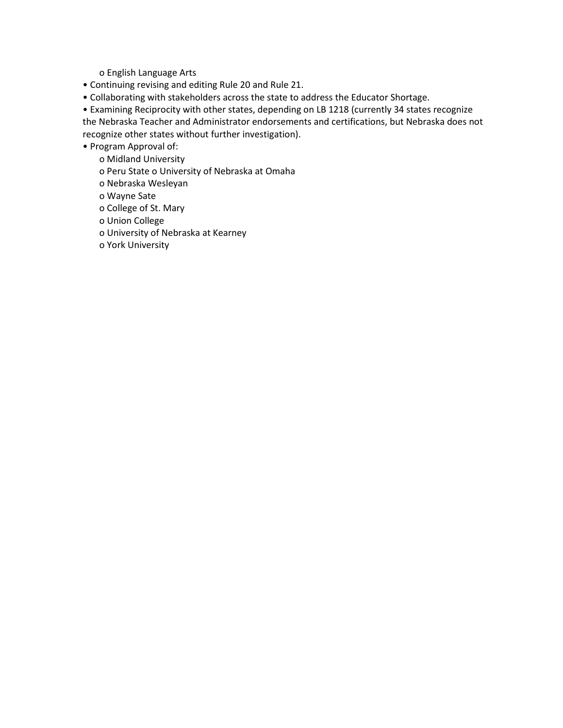- English Language Arts

- Continuing revising and editing Rule 20 and Rule 21.
- Collaborating with stakeholders across the state to address the Educator Shortage.
- Examining Reciprocity with other states, depending on LB 1218 (currently 34 states recognize the Nebraska Teacher and Administrator endorsements and certifications, but Nebraska does not recognize other states without further investigation).
- Program Approval of:
  - Midland University
  - Peru State o University of Nebraska at Omaha
  - Nebraska Wesleyan
  - Wayne Sate
  - College of St. Mary
  - Union College
  - University of Nebraska at Kearney
  - York University